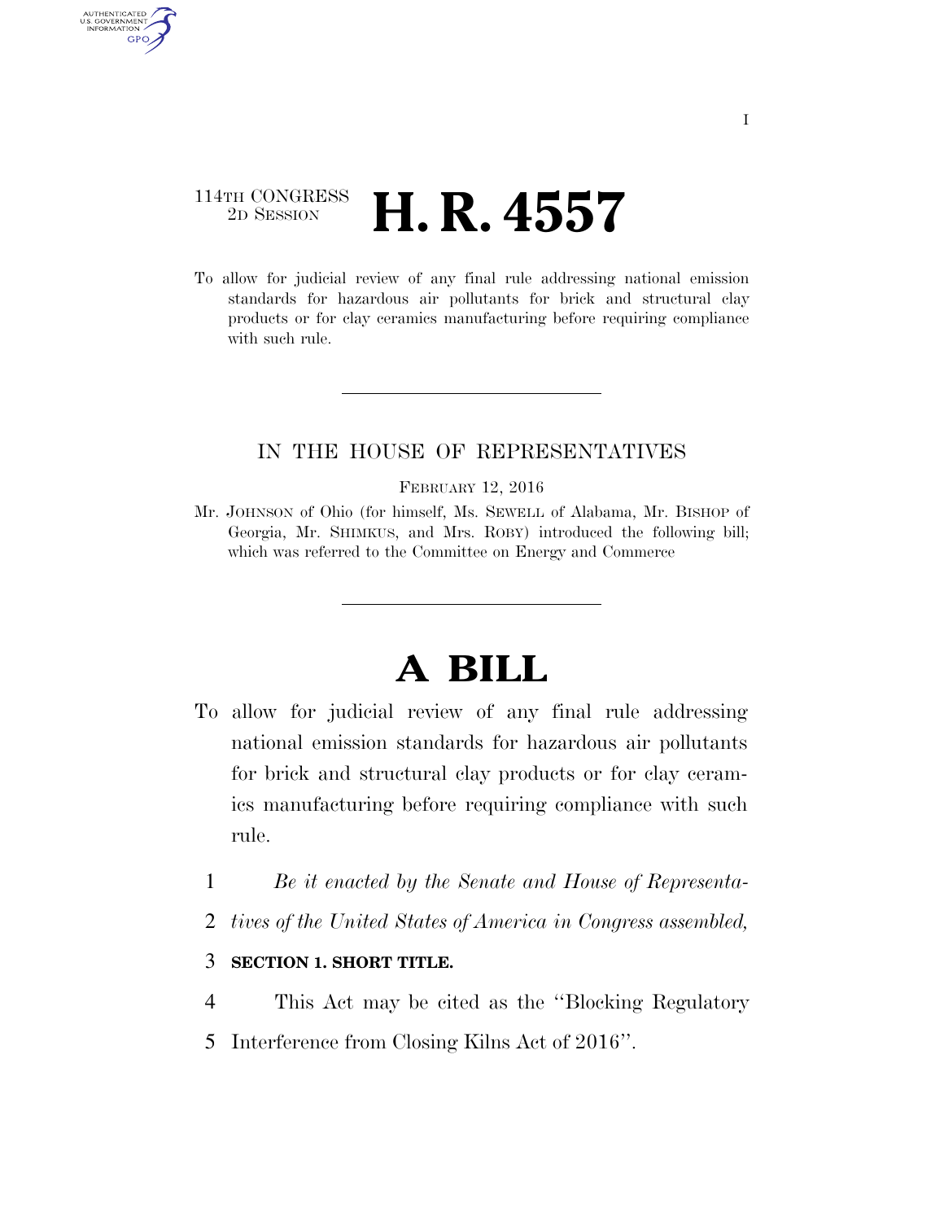114TH CONGRESS
2D SESSION

# H. R. 4557

To allow for judicial review of any final rule addressing national emission standards for hazardous air pollutants for brick and structural clay products or for clay ceramics manufacturing before requiring compliance with such rule.

IN THE HOUSE OF REPRESENTATIVES

FEBRUARY 12, 2016

Mr. JOHNSON of Ohio (for himself, Ms. SEWELL of Alabama, Mr. BISHOP of Georgia, Mr. SHIMKUS, and Mrs. ROBY) introduced the following bill; which was referred to the Committee on Energy and Commerce

# A BILL

To allow for judicial review of any final rule addressing national emission standards for hazardous air pollutants for brick and structural clay products or for clay ceramics manufacturing before requiring compliance with such rule.

1 *Be it enacted by the Senate and House of Representa-*
2 *tives of the United States of America in Congress assembled,*

3 **SECTION 1. SHORT TITLE.**

4 This Act may be cited as the ''Blocking Regulatory
5 Interference from Closing Kilns Act of 2016''.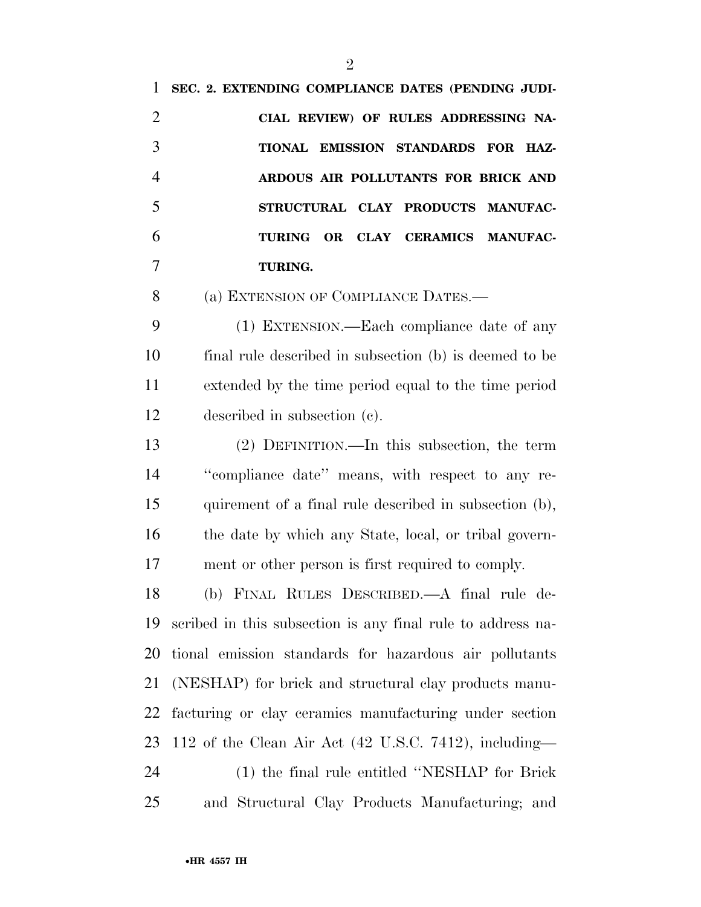**SEC. 2. EXTENDING COMPLIANCE DATES (PENDING JUDICIAL REVIEW) OF RULES ADDRESSING NATIONAL EMISSION STANDARDS FOR HAZARDOUS AIR POLLUTANTS FOR BRICK AND STRUCTURAL CLAY PRODUCTS MANUFACTURING OR CLAY CERAMICS MANUFACTURING.**

(a) EXTENSION OF COMPLIANCE DATES.—

(1) EXTENSION.—Each compliance date of any final rule described in subsection (b) is deemed to be extended by the time period equal to the time period described in subsection (c).

(2) DEFINITION.—In this subsection, the term "compliance date" means, with respect to any requirement of a final rule described in subsection (b), the date by which any State, local, or tribal government or other person is first required to comply.

(b) FINAL RULES DESCRIBED.—A final rule described in this subsection is any final rule to address national emission standards for hazardous air pollutants (NESHAP) for brick and structural clay products manufacturing or clay ceramics manufacturing under section 112 of the Clean Air Act (42 U.S.C. 7412), including—

(1) the final rule entitled "NESHAP for Brick and Structural Clay Products Manufacturing; and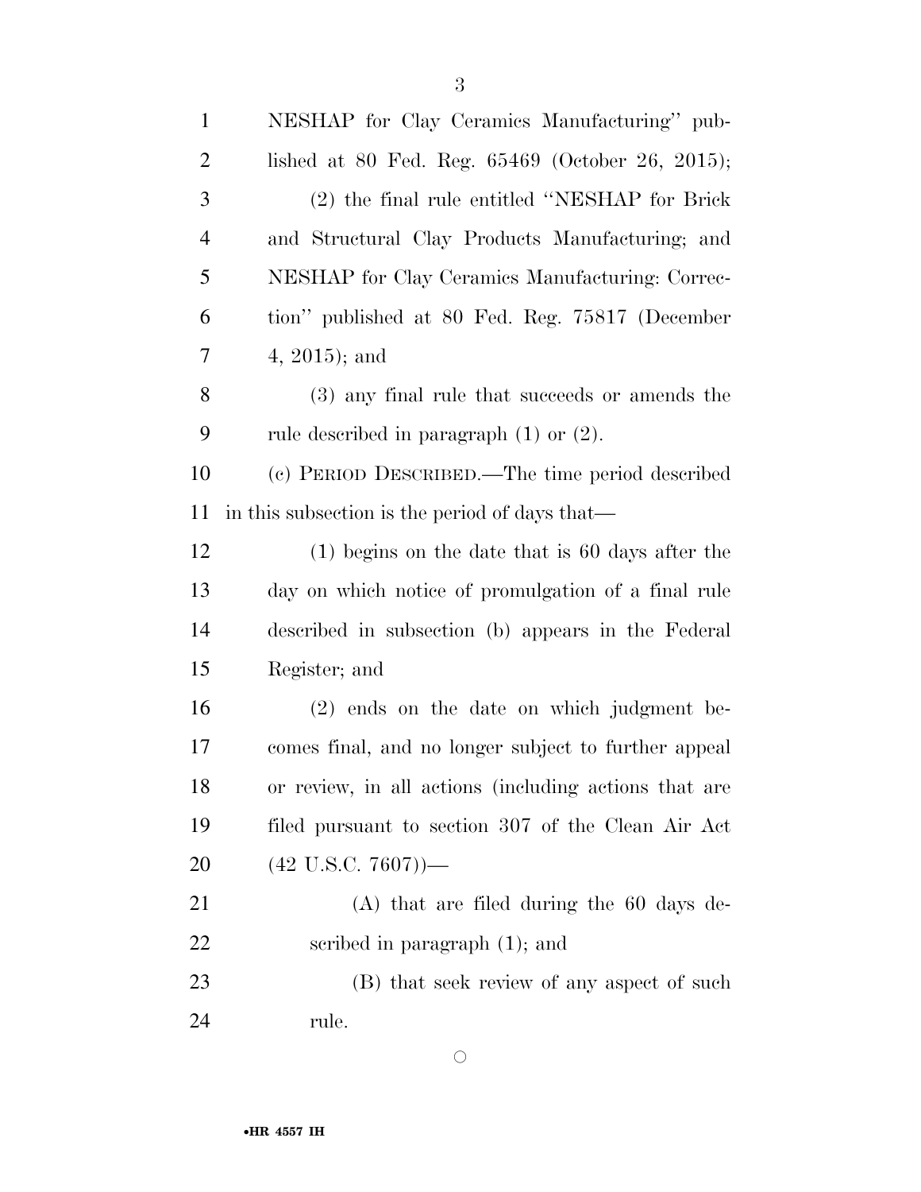NESHAP for Clay Ceramics Manufacturing'' published at 80 Fed. Reg. 65469 (October 26, 2015);

(2) the final rule entitled ''NESHAP for Brick and Structural Clay Products Manufacturing; and NESHAP for Clay Ceramics Manufacturing: Correction'' published at 80 Fed. Reg. 75817 (December 4, 2015); and

(3) any final rule that succeeds or amends the rule described in paragraph (1) or (2).

(c) PERIOD DESCRIBED.—The time period described in this subsection is the period of days that—

(1) begins on the date that is 60 days after the day on which notice of promulgation of a final rule described in subsection (b) appears in the Federal Register; and

(2) ends on the date on which judgment becomes final, and no longer subject to further appeal or review, in all actions (including actions that are filed pursuant to section 307 of the Clean Air Act (42 U.S.C. 7607))—

(A) that are filed during the 60 days described in paragraph (1); and

(B) that seek review of any aspect of such rule.

○